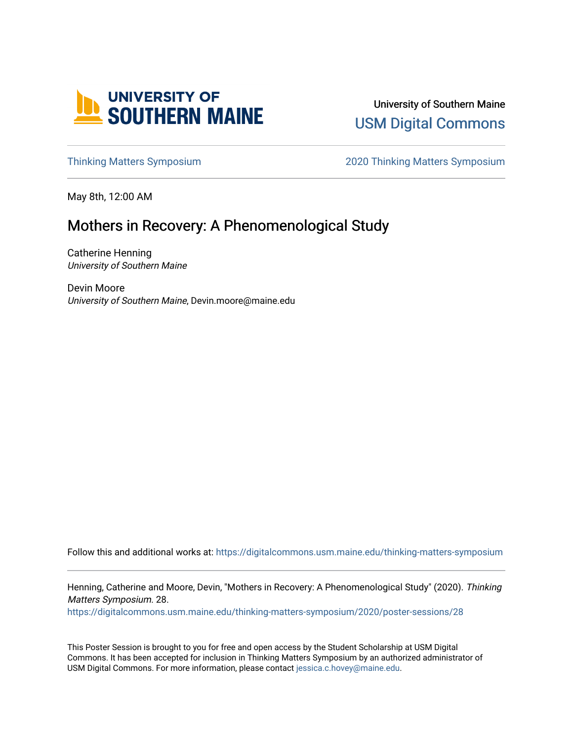University of Southern Maine

USM Digital Commons

Thinking Matters Symposium | 2020 Thinking Matters Symposium

May 8th, 12:00 AM

# Mothers in Recovery: A Phenomenological Study

Catherine Henning
*University of Southern Maine*

Devin Moore
*University of Southern Maine*, Devin.moore@maine.edu

Follow this and additional works at: https://digitalcommons.usm.maine.edu/thinking-matters-symposium

Henning, Catherine and Moore, Devin, "Mothers in Recovery: A Phenomenological Study" (2020). *Thinking Matters Symposium*. 28.
https://digitalcommons.usm.maine.edu/thinking-matters-symposium/2020/poster-sessions/28

This Poster Session is brought to you for free and open access by the Student Scholarship at USM Digital Commons. It has been accepted for inclusion in Thinking Matters Symposium by an authorized administrator of USM Digital Commons. For more information, please contact jessica.c.hovey@maine.edu.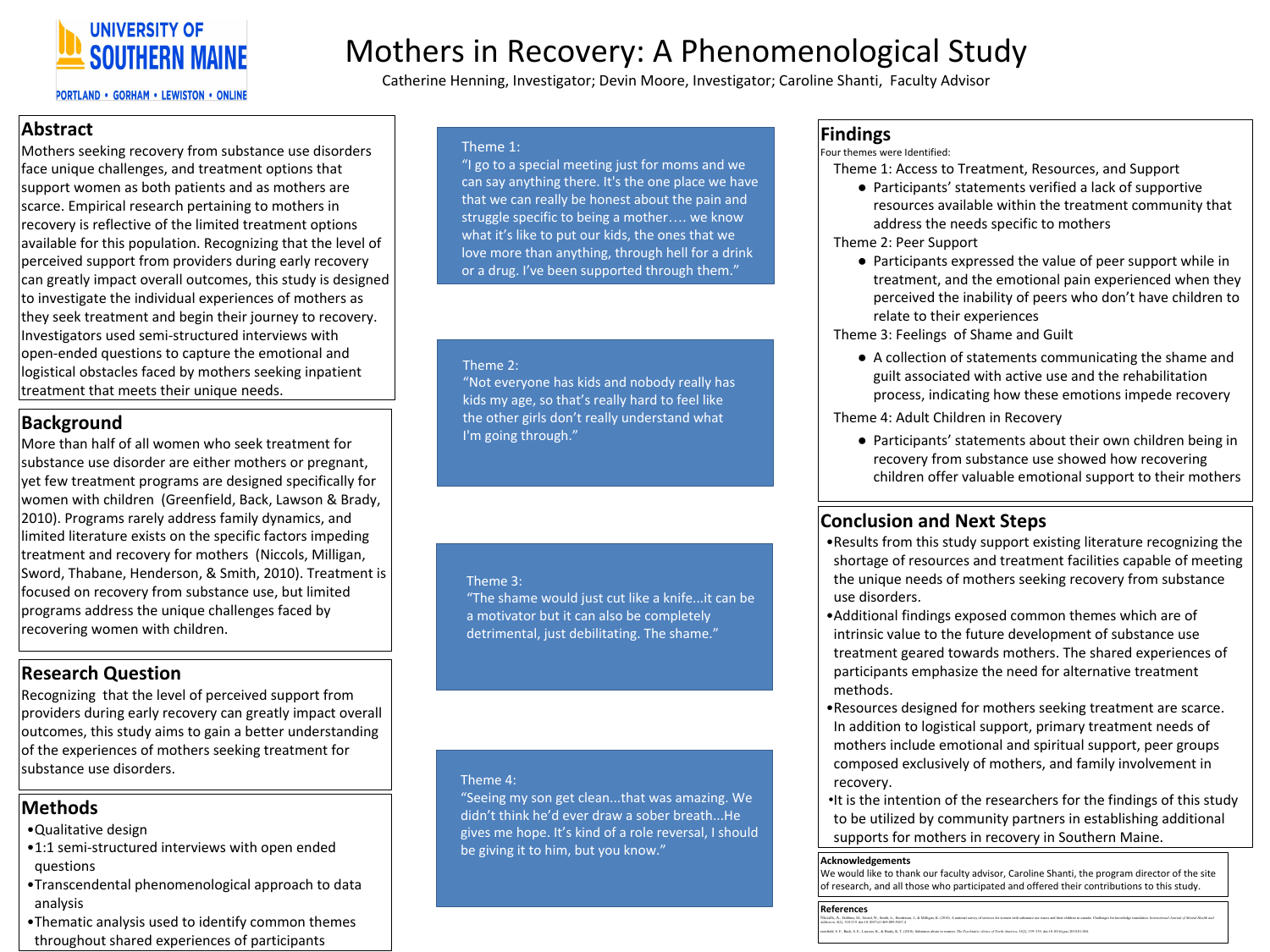# Mothers in Recovery: A Phenomenological Study

Catherine Henning, Investigator; Devin Moore, Investigator; Caroline Shanti, Faculty Advisor

UNIVERSITY OF SOUTHERN MAINE

PORTLAND • GORHAM • LEWISTON • ONLINE

## Abstract

Mothers seeking recovery from substance use disorders face unique challenges, and treatment options that support women as both patients and as mothers are scarce. Empirical research pertaining to mothers in recovery is reflective of the limited treatment options available for this population. Recognizing that the level of perceived support from providers during early recovery can greatly impact overall outcomes, this study is designed to investigate the individual experiences of mothers as they seek treatment and begin their journey to recovery. Investigators used semi-structured interviews with open-ended questions to capture the emotional and logistical obstacles faced by mothers seeking inpatient treatment that meets their unique needs.

## Background

More than half of all women who seek treatment for substance use disorder are either mothers or pregnant, yet few treatment programs are designed specifically for women with children (Greenfield, Back, Lawson & Brady, 2010). Programs rarely address family dynamics, and limited literature exists on the specific factors impeding treatment and recovery for mothers (Niccols, Milligan, Sword, Thabane, Henderson, & Smith, 2010). Treatment is focused on recovery from substance use, but limited programs address the unique challenges faced by recovering women with children.

## Research Question

Recognizing that the level of perceived support from providers during early recovery can greatly impact overall outcomes, this study aims to gain a better understanding of the experiences of mothers seeking treatment for substance use disorders.

## Methods

- Qualitative design
- 1:1 semi-structured interviews with open ended questions
- Transcendental phenomenological approach to data analysis
- Thematic analysis used to identify common themes throughout shared experiences of participants

Theme 1:
"I go to a special meeting just for moms and we can say anything there. It's the one place we have that we can really be honest about the pain and struggle specific to being a mother…. we know what it's like to put our kids, the ones that we love more than anything, through hell for a drink or a drug. I've been supported through them."

Theme 2:
"Not everyone has kids and nobody really has kids my age, so that's really hard to feel like the other girls don't really understand what I'm going through."

Theme 3:
"The shame would just cut like a knife...it can be a motivator but it can also be completely detrimental, just debilitating. The shame."

Theme 4:
"Seeing my son get clean...that was amazing. We didn't think he'd ever draw a sober breath...He gives me hope. It's kind of a role reversal, I should be giving it to him, but you know."

## Findings

Four themes were Identified:

Theme 1: Access to Treatment, Resources, and Support

- Participants' statements verified a lack of supportive resources available within the treatment community that address the needs specific to mothers

Theme 2: Peer Support

- Participants expressed the value of peer support while in treatment, and the emotional pain experienced when they perceived the inability of peers who don't have children to relate to their experiences

Theme 3: Feelings of Shame and Guilt

- A collection of statements communicating the shame and guilt associated with active use and the rehabilitation process, indicating how these emotions impede recovery

Theme 4: Adult Children in Recovery

- Participants' statements about their own children being in recovery from substance use showed how recovering children offer valuable emotional support to their mothers

## Conclusion and Next Steps

- Results from this study support existing literature recognizing the shortage of resources and treatment facilities capable of meeting the unique needs of mothers seeking recovery from substance use disorders.
- Additional findings exposed common themes which are of intrinsic value to the future development of substance use treatment geared towards mothers. The shared experiences of participants emphasize the need for alternative treatment methods.
- Resources designed for mothers seeking treatment are scarce. In addition to logistical support, primary treatment needs of mothers include emotional and spiritual support, peer groups composed exclusively of mothers, and family involvement in recovery.
- It is the intention of the researchers for the findings of this study to be utilized by community partners in establishing additional supports for mothers in recovery in Southern Maine.

### Acknowledgements

We would like to thank our faculty advisor, Caroline Shanti, the program director of the site of research, and all those who participated and offered their contributions to this study.

### References

Niccols, A., Dobbins, M., Sword, W., Smith, A., Henderson, J., & Milligan, K. (2010). A national survey of services for women with substance use issues and their children in canada: Challenges for knowledge translation. *International Journal of Mental Health and Addiction, 8*(2), 310-319. doi:10.1007/s11469-009-9267-4

Greenfield, S. F., Back, S. E., Lawson, K., & Brady, K. T. (2010). Substance abuse in women. *The Psychiatric clinics of North America, 33*(2), 339-355. doi:10.1016/j.psc.2010.01.004